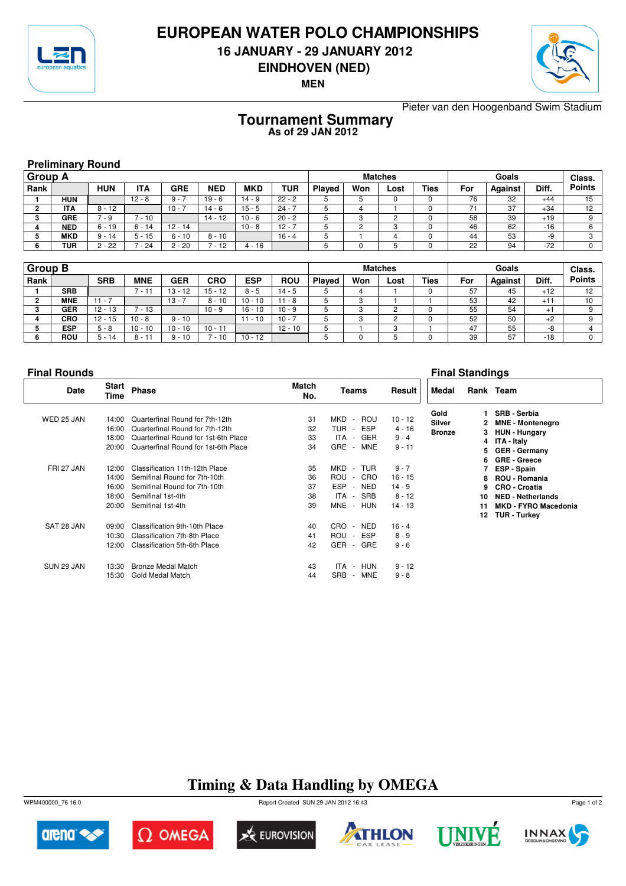# EUROPEAN WATER POLO CHAMPIONSHIPS

**16 JANUARY - 29 JANUARY 2012**

**EINDHOVEN (NED)**

**MEN**

Pieter van den Hoogenband Swim Stadium

## Tournament Summary

**As of 29 JAN 2012**

### Preliminary Round

| Group A | | | | | | | | Matches | | | | Goals | | | Class. |
|---|---|---|---|---|---|---|---|---|---|---|---|---|---|---|---|
| Rank | | HUN | ITA | GRE | NED | MKD | TUR | Played | Won | Lost | Ties | For | Against | Diff. | Points |
| 1 | HUN | | 12 - 8 | 9 - 7 | 19 - 6 | 14 - 9 | 22 - 2 | 5 | 5 | 0 | 0 | 76 | 32 | +44 | 15 |
| 2 | ITA | 8 - 12 | | 10 - 7 | 14 - 6 | 15 - 5 | 24 - 7 | 5 | 4 | 1 | 0 | 71 | 37 | +34 | 12 |
| 3 | GRE | 7 - 9 | 7 - 10 | | 14 - 12 | 10 - 6 | 20 - 2 | 5 | 3 | 2 | 0 | 58 | 39 | +19 | 9 |
| 4 | NED | 6 - 19 | 6 - 14 | 12 - 14 | | 10 - 8 | 12 - 7 | 5 | 2 | 3 | 0 | 46 | 62 | -16 | 6 |
| 5 | MKD | 9 - 14 | 5 - 15 | 6 - 10 | 8 - 10 | | 16 - 4 | 5 | 1 | 4 | 0 | 44 | 53 | -9 | 3 |
| 6 | TUR | 2 - 22 | 7 - 24 | 2 - 20 | 7 - 12 | 4 - 16 | | 5 | 0 | 5 | 0 | 22 | 94 | -72 | 0 |

| Group B | | | | | | | | Matches | | | | Goals | | | Class. |
|---|---|---|---|---|---|---|---|---|---|---|---|---|---|---|---|
| Rank | | SRB | MNE | GER | CRO | ESP | ROU | Played | Won | Lost | Ties | For | Against | Diff. | Points |
| 1 | SRB | | 7 - 11 | 13 - 12 | 15 - 12 | 8 - 5 | 14 - 5 | 5 | 4 | 1 | 0 | 57 | 45 | +12 | 12 |
| 2 | MNE | 11 - 7 | | 13 - 7 | 8 - 10 | 10 - 10 | 11 - 8 | 5 | 3 | 1 | 1 | 53 | 42 | +11 | 10 |
| 3 | GER | 12 - 13 | 7 - 13 | | 10 - 9 | 16 - 10 | 10 - 9 | 5 | 3 | 2 | 0 | 55 | 54 | +1 | 9 |
| 4 | CRO | 12 - 15 | 10 - 8 | 9 - 10 | | 11 - 10 | 10 - 7 | 5 | 3 | 2 | 0 | 52 | 50 | +2 | 9 |
| 5 | ESP | 5 - 8 | 10 - 10 | 10 - 16 | 10 - 11 | | 12 - 10 | 5 | 1 | 3 | 1 | 47 | 55 | -8 | 4 |
| 6 | ROU | 5 - 14 | 8 - 11 | 9 - 10 | 7 - 10 | 10 - 12 | | 5 | 0 | 5 | 0 | 39 | 57 | -18 | 0 |

### Final Rounds

| Date | Start Time | Phase | Match No. | Teams | Result |
|---|---|---|---|---|---|
| WED 25 JAN | 14:00 | Quarterfinal Round for 7th-12th | 31 | MKD - ROU | 10 - 12 |
| | 16:00 | Quarterfinal Round for 7th-12th | 32 | TUR - ESP | 4 - 16 |
| | 18:00 | Quarterfinal Round for 1st-6th Place | 33 | ITA - GER | 9 - 4 |
| | 20:00 | Quarterfinal Round for 1st-6th Place | 34 | GRE - MNE | 9 - 11 |
| FRI 27 JAN | 12:00 | Classification 11th-12th Place | 35 | MKD - TUR | 9 - 7 |
| | 14:00 | Semifinal Round for 7th-10th | 36 | ROU - CRO | 16 - 15 |
| | 16:00 | Semifinal Round for 7th-10th | 37 | ESP - NED | 14 - 9 |
| | 18:00 | Semifinal 1st-4th | 38 | ITA - SRB | 8 - 12 |
| | 20:00 | Semifinal 1st-4th | 39 | MNE - HUN | 14 - 13 |
| SAT 28 JAN | 09:00 | Classification 9th-10th Place | 40 | CRO - NED | 16 - 4 |
| | 10:30 | Classification 7th-8th Place | 41 | ROU - ESP | 8 - 9 |
| | 12:00 | Classification 5th-6th Place | 42 | GER - GRE | 9 - 6 |
| SUN 29 JAN | 13:30 | Bronze Medal Match | 43 | ITA - HUN | 9 - 12 |
| | 15:30 | Gold Medal Match | 44 | SRB - MNE | 9 - 8 |

### Final Standings

| Medal | Rank | Team |
|---|---|---|
| Gold | 1 | SRB - Serbia |
| Silver | 2 | MNE - Montenegro |
| Bronze | 3 | HUN - Hungary |
| | 4 | ITA - Italy |
| | 5 | GER - Germany |
| | 6 | GRE - Greece |
| | 7 | ESP - Spain |
| | 8 | ROU - Romania |
| | 9 | CRO - Croatia |
| | 10 | NED - Netherlands |
| | 11 | MKD - FYRO Macedonia |
| | 12 | TUR - Turkey |

**Timing & Data Handling by OMEGA**

WPM400000_76 16.0 Report Created SUN 29 JAN 2012 16:43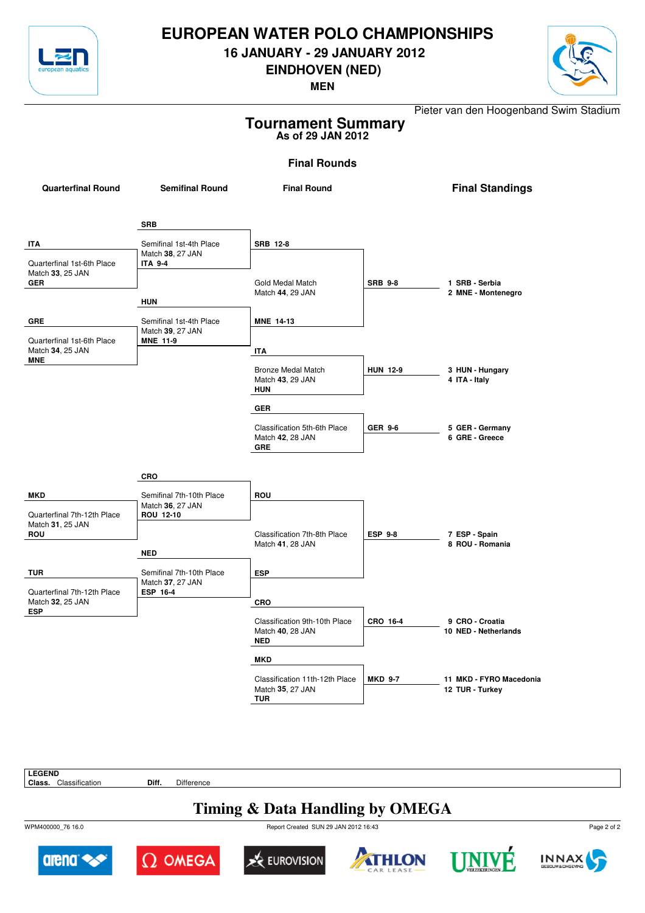# EUROPEAN WATER POLO CHAMPIONSHIPS

## 16 JANUARY - 29 JANUARY 2012

## EINDHOVEN (NED)

## MEN

Pieter van den Hoogenband Swim Stadium

## Tournament Summary

**As of 29 JAN 2012**

### Final Rounds

| Quarterfinal Round | Semifinal Round | Final Round | | Final Standings |
|---|---|---|---|---|
| | **SRB** | | | |
| **ITA** | Semifinal 1st-4th Place Match **38**, 27 JAN **ITA 9-4** | **SRB 12-8** | | |
| Quarterfinal 1st-6th Place Match **33**, 25 JAN **GER** | | Gold Medal Match Match **44**, 29 JAN | **SRB 9-8** | 1 **SRB - Serbia** 2 **MNE - Montenegro** |
| | **HUN** | | | |
| **GRE** | Semifinal 1st-4th Place Match **39**, 27 JAN **MNE 11-9** | **MNE 14-13** | | |
| Quarterfinal 1st-6th Place Match **34**, 25 JAN **MNE** | | | | |
| | | **ITA** Bronze Medal Match Match **43**, 29 JAN **HUN** | **HUN 12-9** | 3 **HUN - Hungary** 4 **ITA - Italy** |
| | | **GER** Classification 5th-6th Place Match **42**, 28 JAN **GRE** | **GER 9-6** | 5 **GER - Germany** 6 **GRE - Greece** |
| | **CRO** | | | |
| **MKD** | Semifinal 7th-10th Place Match **36**, 27 JAN **ROU 12-10** | **ROU** | | |
| Quarterfinal 7th-12th Place Match **31**, 25 JAN **ROU** | | Classification 7th-8th Place Match **41**, 28 JAN | **ESP 9-8** | 7 **ESP - Spain** 8 **ROU - Romania** |
| | **NED** | | | |
| **TUR** | Semifinal 7th-10th Place Match **37**, 27 JAN **ESP 16-4** | **ESP** | | |
| Quarterfinal 7th-12th Place Match **32**, 25 JAN **ESP** | | | | |
| | | **CRO** Classification 9th-10th Place Match **40**, 28 JAN **NED** | **CRO 16-4** | 9 **CRO - Croatia** 10 **NED - Netherlands** |
| | | **MKD** Classification 11th-12th Place Match **35**, 27 JAN **TUR** | **MKD 9-7** | 11 **MKD - FYRO Macedonia** 12 **TUR - Turkey** |

**LEGEND**
**Class.** Classification **Diff.** Difference

**Timing & Data Handling by OMEGA**

WPM400000_76 16.0 Report Created SUN 29 JAN 2012 16:43